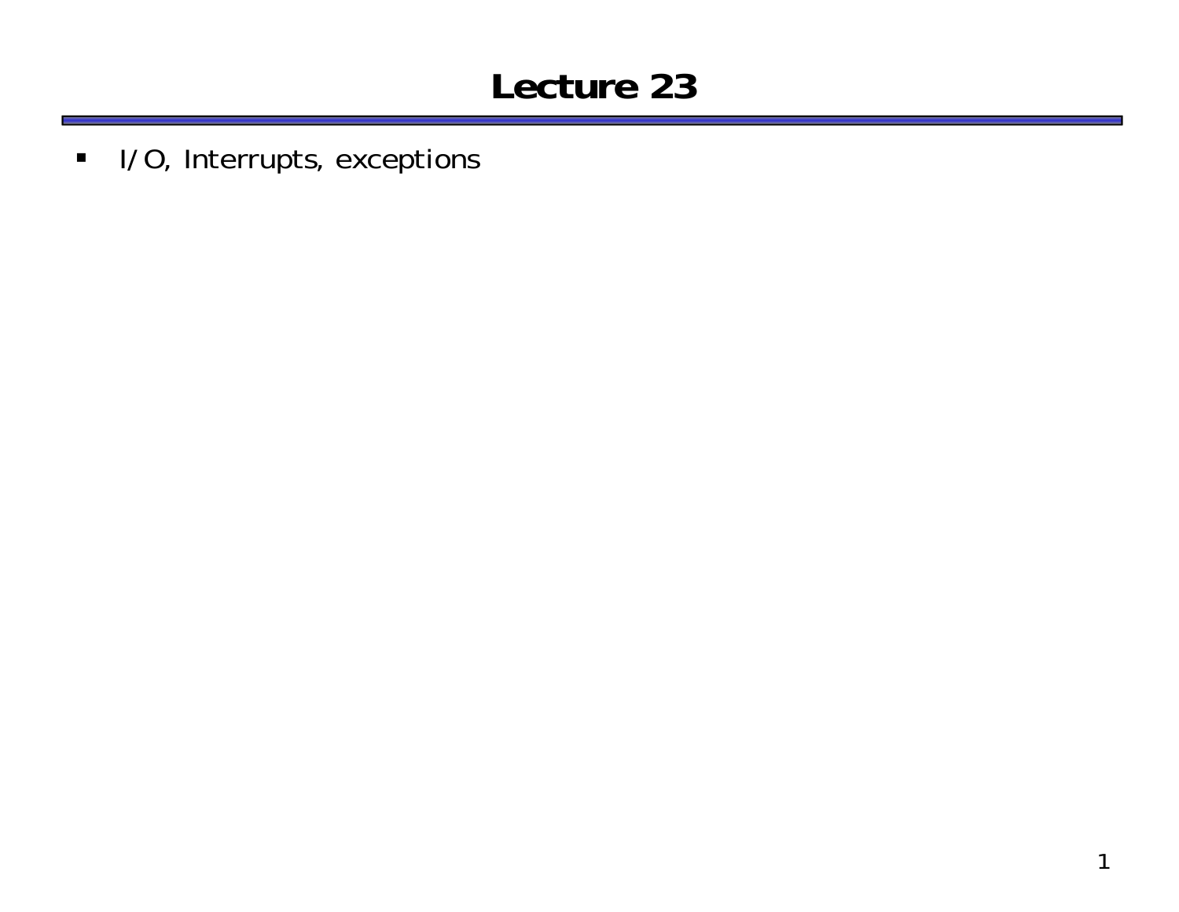# Lecture 23

- I/O, Interrupts, exceptions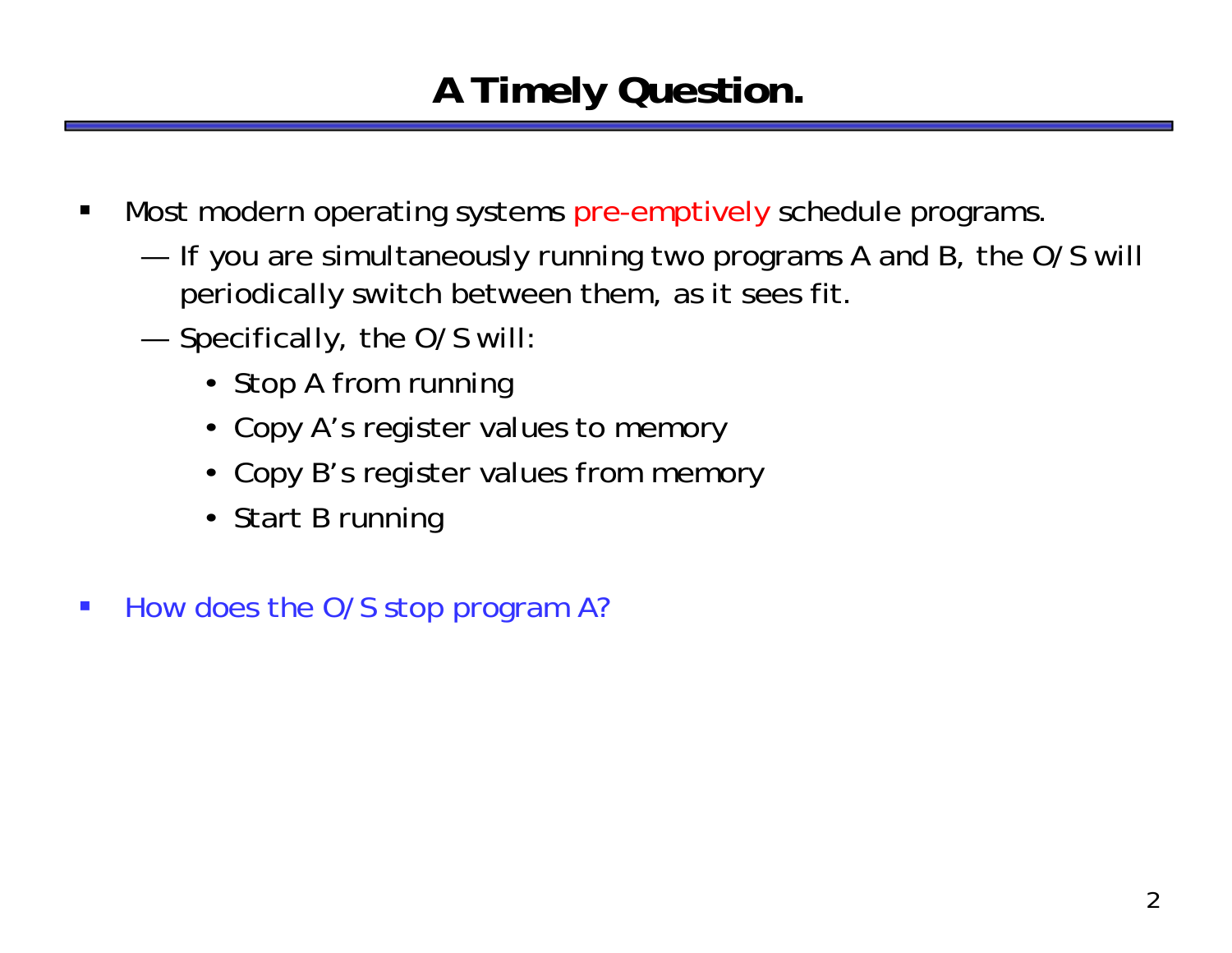# A Timely Question.

- Most modern operating systems pre-emptively schedule programs.
  - If you are simultaneously running two programs A and B, the O/S will periodically switch between them, as it sees fit.
  - Specifically, the O/S will:
    - Stop A from running
    - Copy A's register values to memory
    - Copy B's register values from memory
    - Start B running

- How does the O/S stop program A?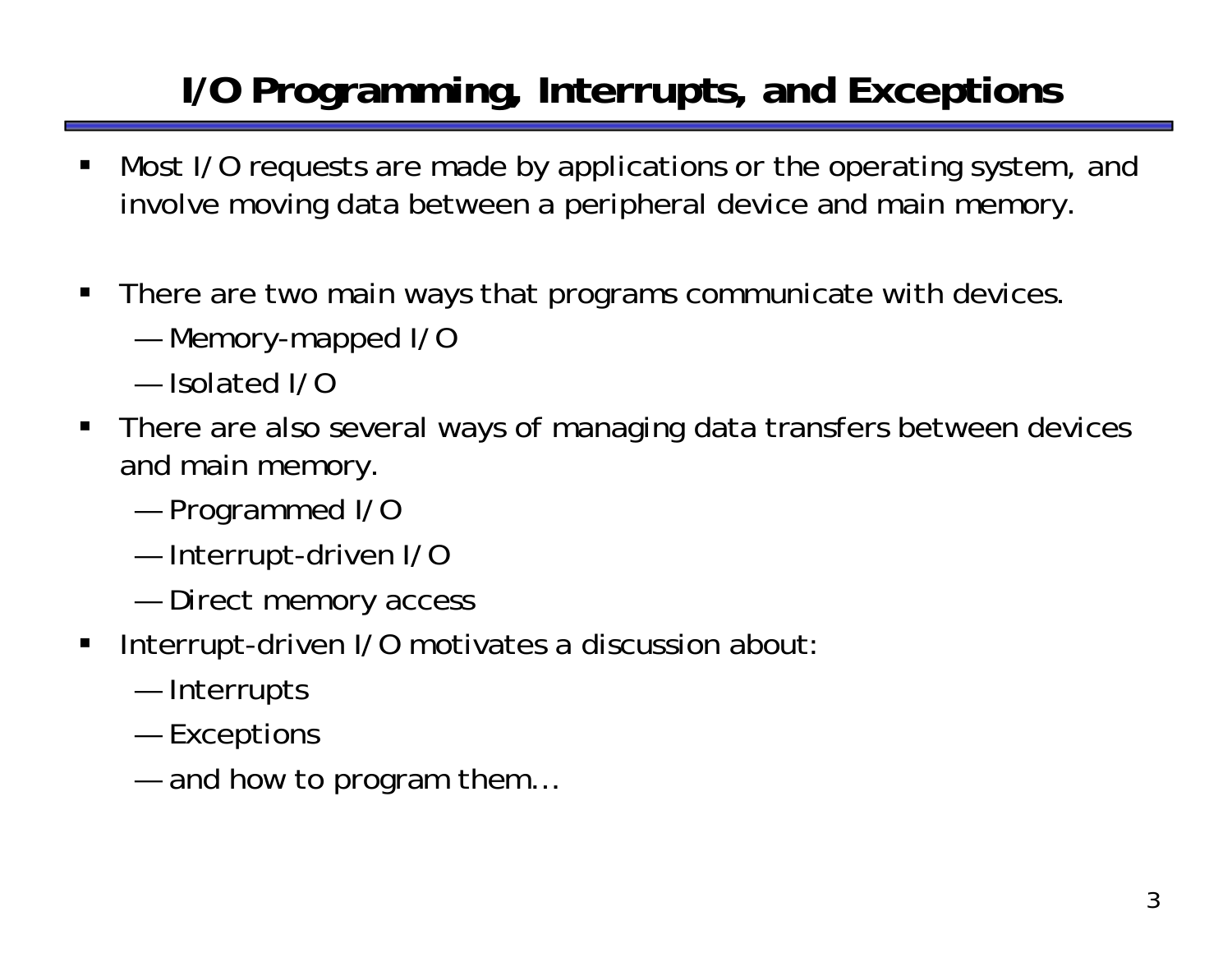# I/O Programming, Interrupts, and Exceptions

- Most I/O requests are made by applications or the operating system, and involve moving data between a peripheral device and main memory.
- There are two main ways that programs communicate with devices.
  - Memory-mapped I/O
  - Isolated I/O
- There are also several ways of managing data transfers between devices and main memory.
  - Programmed I/O
  - Interrupt-driven I/O
  - Direct memory access
- Interrupt-driven I/O motivates a discussion about:
  - Interrupts
  - Exceptions
  - and how to program them…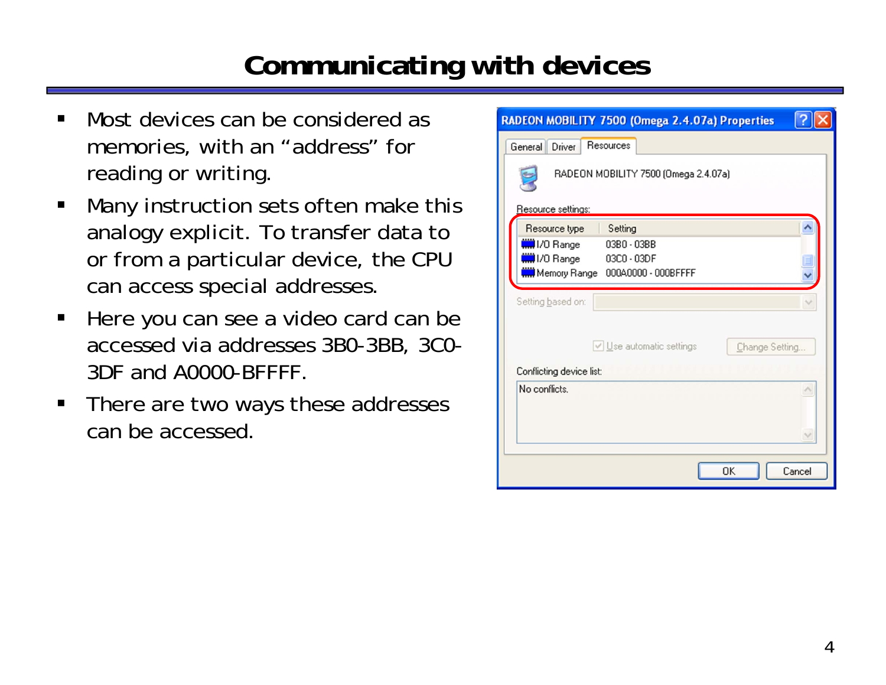# Communicating with devices

- Most devices can be considered as memories, with an "address" for reading or writing.
- Many instruction sets often make this analogy explicit. To transfer data to or from a particular device, the CPU can access special addresses.
- Here you can see a video card can be accessed via addresses 3B0-3BB, 3C0-3DF and A0000-BFFFF.
- There are two ways these addresses can be accessed.

RADEON MOBILITY 7500 (Omega 2.4.07a) Properties

General | Driver | Resources

RADEON MOBILITY 7500 (Omega 2.4.07a)

Resource settings:

| Resource type | Setting |
|---|---|
| I/O Range | 03B0 - 03BB |
| I/O Range | 03C0 - 03DF |
| Memory Range | 000A0000 - 000BFFFF |

Setting based on:

Use automatic settings | Change Setting...

Conflicting device list:

No conflicts.

OK | Cancel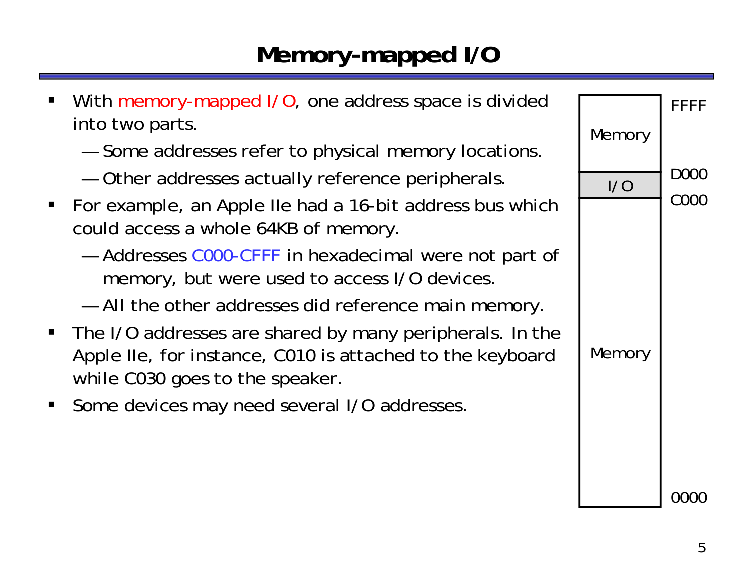# Memory-mapped I/O

- With memory-mapped I/O, one address space is divided into two parts.
  - Some addresses refer to physical memory locations.
  - Other addresses actually reference peripherals.
- For example, an Apple IIe had a 16-bit address bus which could access a whole 64KB of memory.
  - Addresses C000-CFFF in hexadecimal were not part of memory, but were used to access I/O devices.
  - All the other addresses did reference main memory.
- The I/O addresses are shared by many peripherals. In the Apple IIe, for instance, C010 is attached to the keyboard while C030 goes to the speaker.
- Some devices may need several I/O addresses.

| Region | Address |
| --- | --- |
| Memory | FFFF |
| I/O | D000 |
| Memory | C000 |
| | 0000 |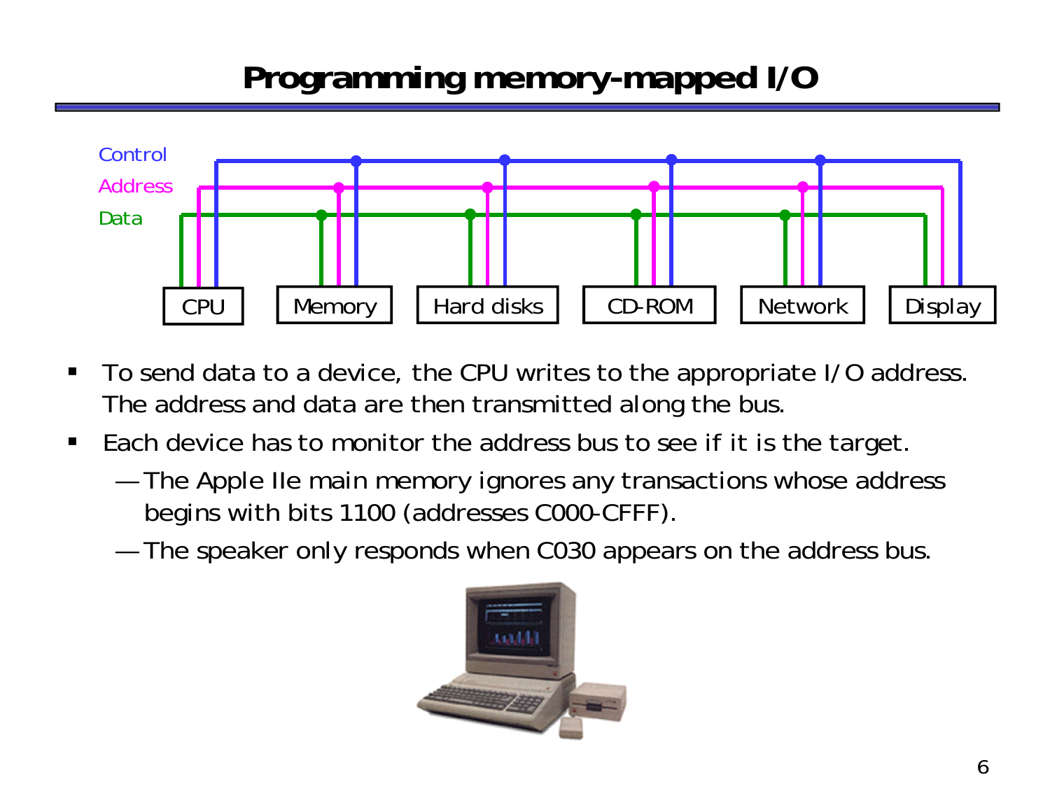# Programming memory-mapped I/O

- To send data to a device, the CPU writes to the appropriate I/O address. The address and data are then transmitted along the bus.
- Each device has to monitor the address bus to see if it is the target.
  - The Apple IIe main memory ignores any transactions whose address begins with bits 1100 (addresses C000-CFFF).
  - The speaker only responds when C030 appears on the address bus.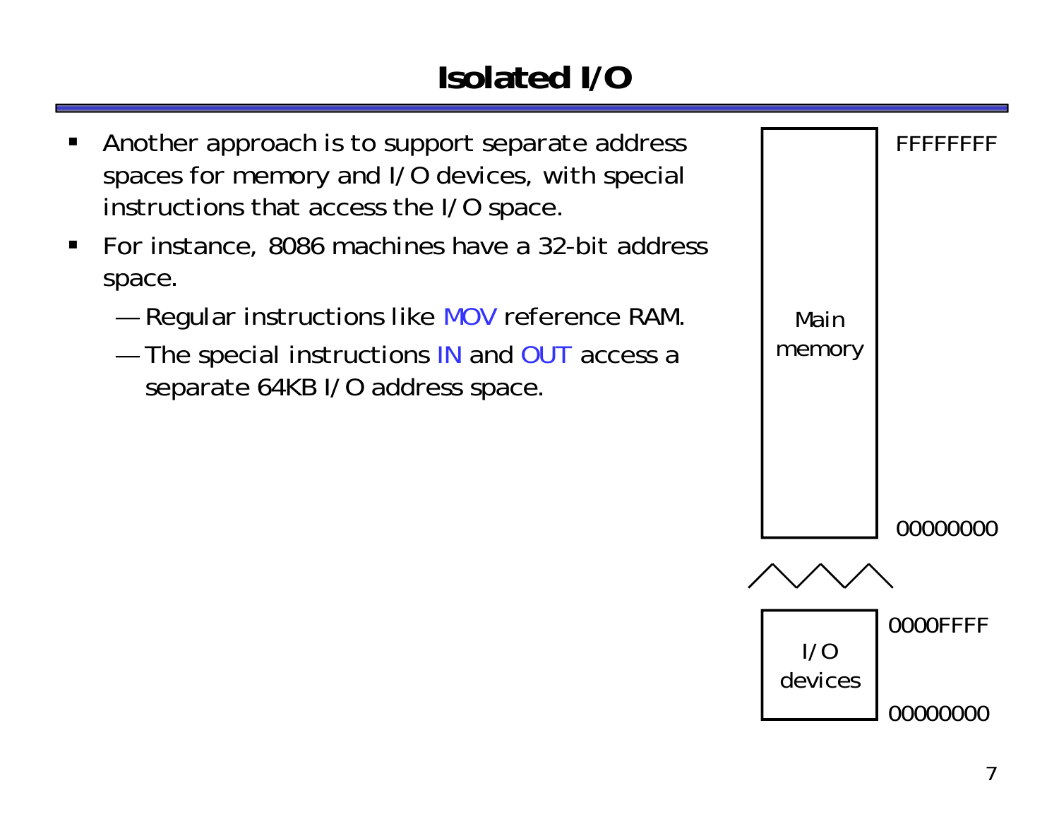# Isolated I/O

- Another approach is to support separate address spaces for memory and I/O devices, with special instructions that access the I/O space.
- For instance, 8086 machines have a 32-bit address space.
  - Regular instructions like MOV reference RAM.
  - The special instructions IN and OUT access a separate 64KB I/O address space.

Main memory: FFFFFFFF – 00000000

I/O devices: 0000FFFF – 00000000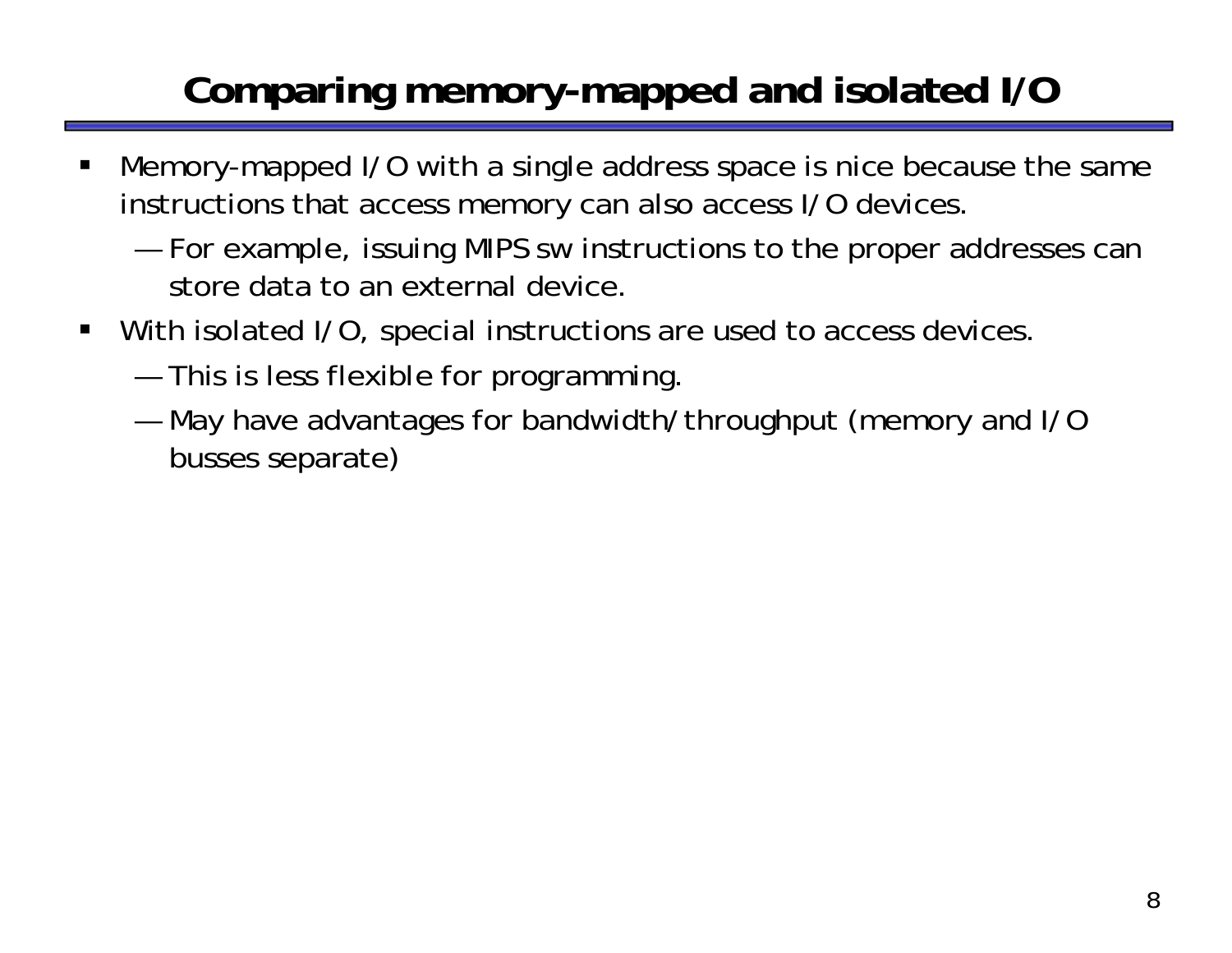# Comparing memory-mapped and isolated I/O

- Memory-mapped I/O with a single address space is nice because the same instructions that access memory can also access I/O devices.
  - For example, issuing MIPS sw instructions to the proper addresses can store data to an external device.
- With isolated I/O, special instructions are used to access devices.
  - This is less flexible for programming.
  - May have advantages for bandwidth/throughput (memory and I/O busses separate)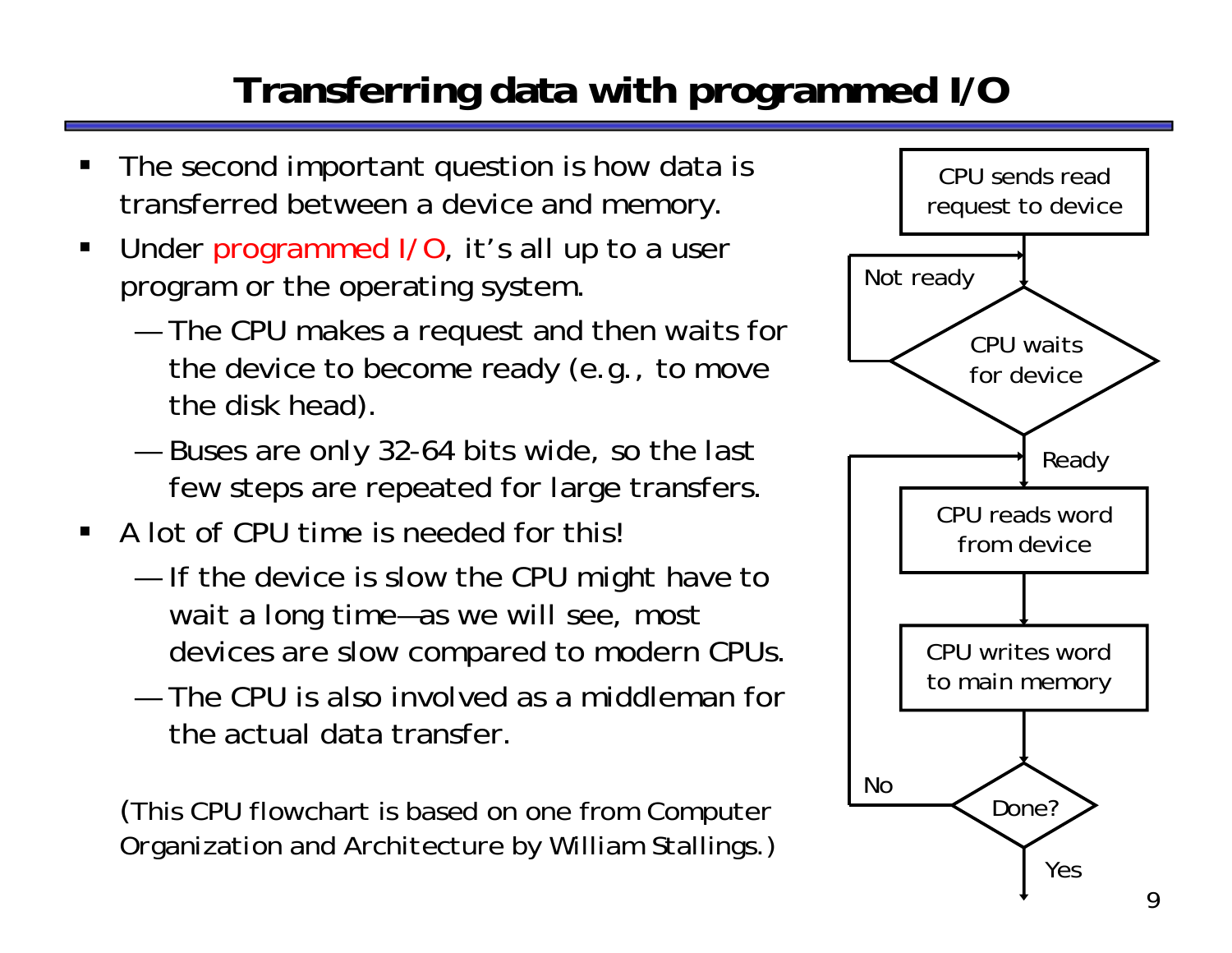# Transferring data with programmed I/O

- The second important question is how data is transferred between a device and memory.
- Under programmed I/O, it's all up to a user program or the operating system.
  - The CPU makes a request and then waits for the device to become ready (e.g., to move the disk head).
  - Buses are only 32-64 bits wide, so the last few steps are repeated for large transfers.
- A lot of CPU time is needed for this!
  - If the device is slow the CPU might have to wait a long time—as we will see, most devices are slow compared to modern CPUs.
  - The CPU is also involved as a middleman for the actual data transfer.

(This CPU flowchart is based on one from Computer Organization and Architecture by William Stallings.)

CPU sends read request to device

CPU waits for device (Not ready / Ready)

CPU reads word from device

CPU writes word to main memory

Done? (No / Yes)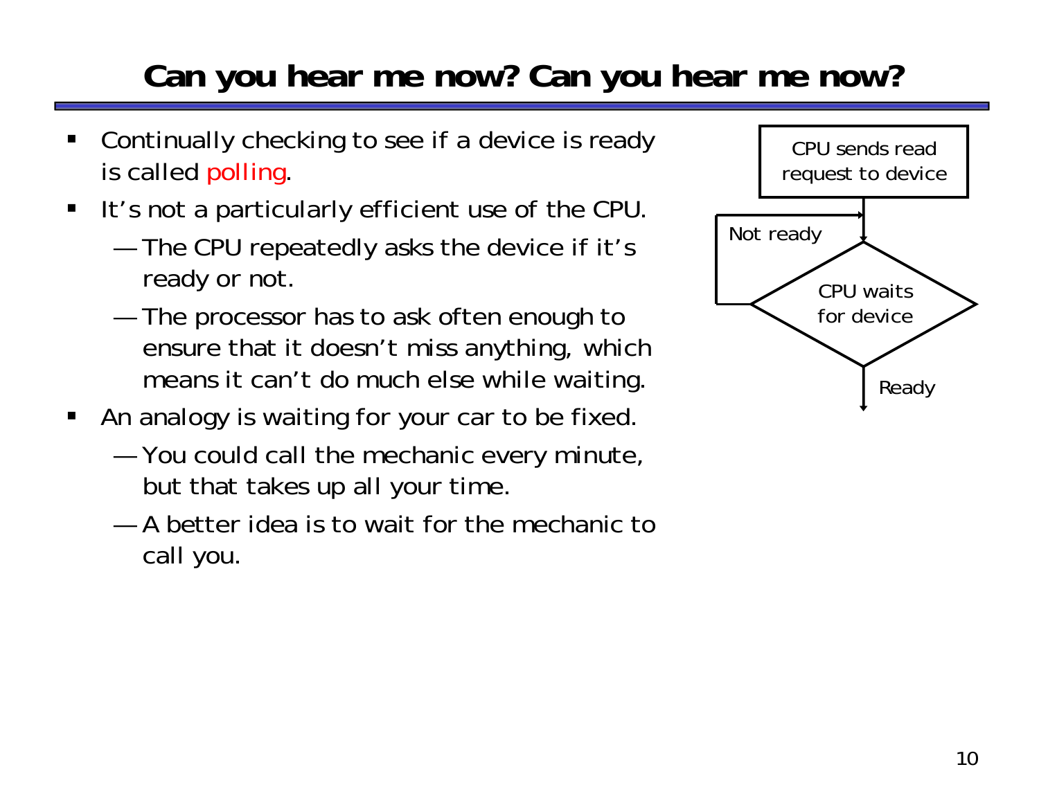# Can you hear me now? Can you hear me now?

- Continually checking to see if a device is ready is called polling.
- It's not a particularly efficient use of the CPU.
  - The CPU repeatedly asks the device if it's ready or not.
  - The processor has to ask often enough to ensure that it doesn't miss anything, which means it can't do much else while waiting.
- An analogy is waiting for your car to be fixed.
  - You could call the mechanic every minute, but that takes up all your time.
  - A better idea is to wait for the mechanic to call you.

CPU sends read request to device

Not ready

CPU waits for device

Ready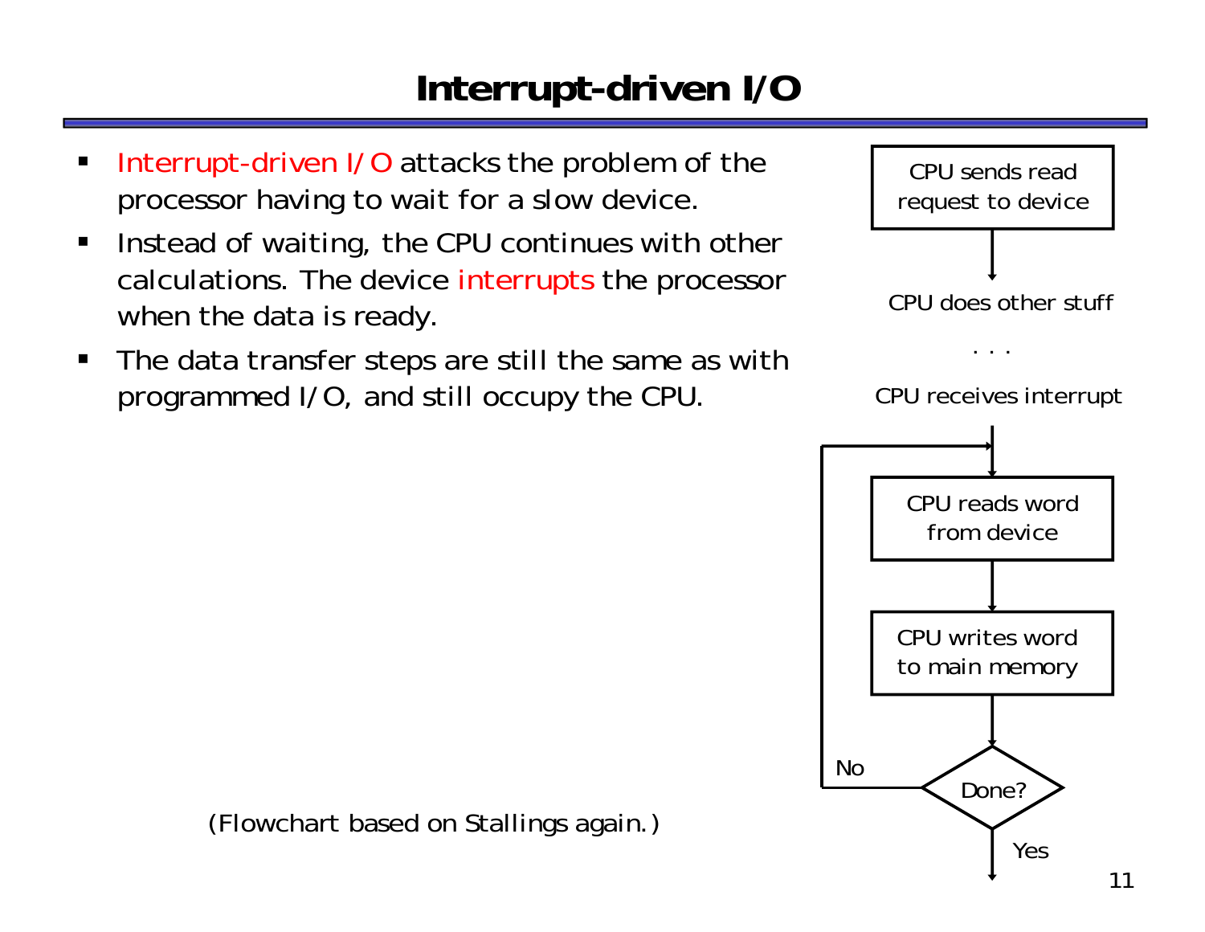# Interrupt-driven I/O

- Interrupt-driven I/O attacks the problem of the processor having to wait for a slow device.
- Instead of waiting, the CPU continues with other calculations. The device interrupts the processor when the data is ready.
- The data transfer steps are still the same as with programmed I/O, and still occupy the CPU.

CPU sends read request to device

CPU does other stuff

. . .

CPU receives interrupt

CPU reads word from device

CPU writes word to main memory

Done?

No

Yes

(Flowchart based on Stallings again.)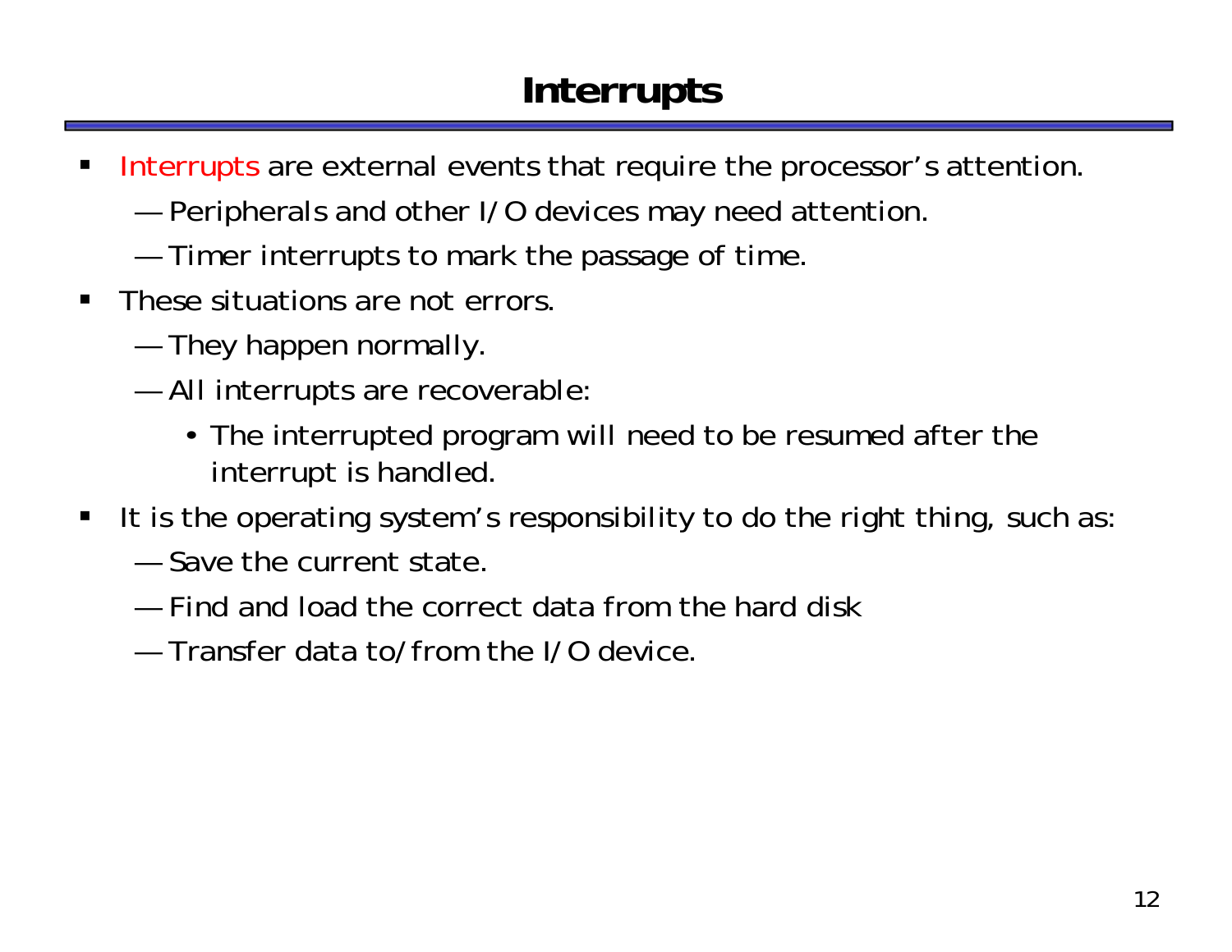# Interrupts

- Interrupts are external events that require the processor's attention.
  - Peripherals and other I/O devices may need attention.
  - Timer interrupts to mark the passage of time.
- These situations are not errors.
  - They happen normally.
  - All interrupts are recoverable:
    - The interrupted program will need to be resumed after the interrupt is handled.
- It is the operating system's responsibility to do the right thing, such as:
  - Save the current state.
  - Find and load the correct data from the hard disk
  - Transfer data to/from the I/O device.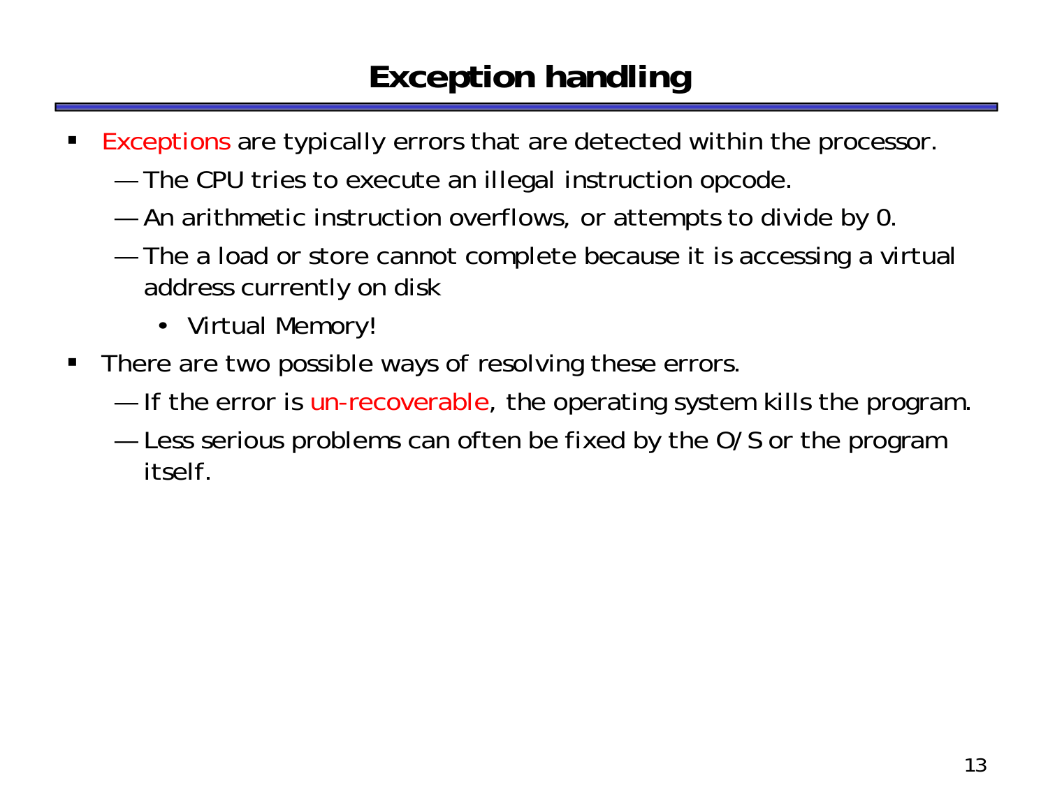# Exception handling

- Exceptions are typically errors that are detected within the processor.
  - The CPU tries to execute an illegal instruction opcode.
  - An arithmetic instruction overflows, or attempts to divide by 0.
  - The a load or store cannot complete because it is accessing a virtual address currently on disk
    - Virtual Memory!
- There are two possible ways of resolving these errors.
  - If the error is un-recoverable, the operating system kills the program.
  - Less serious problems can often be fixed by the O/S or the program itself.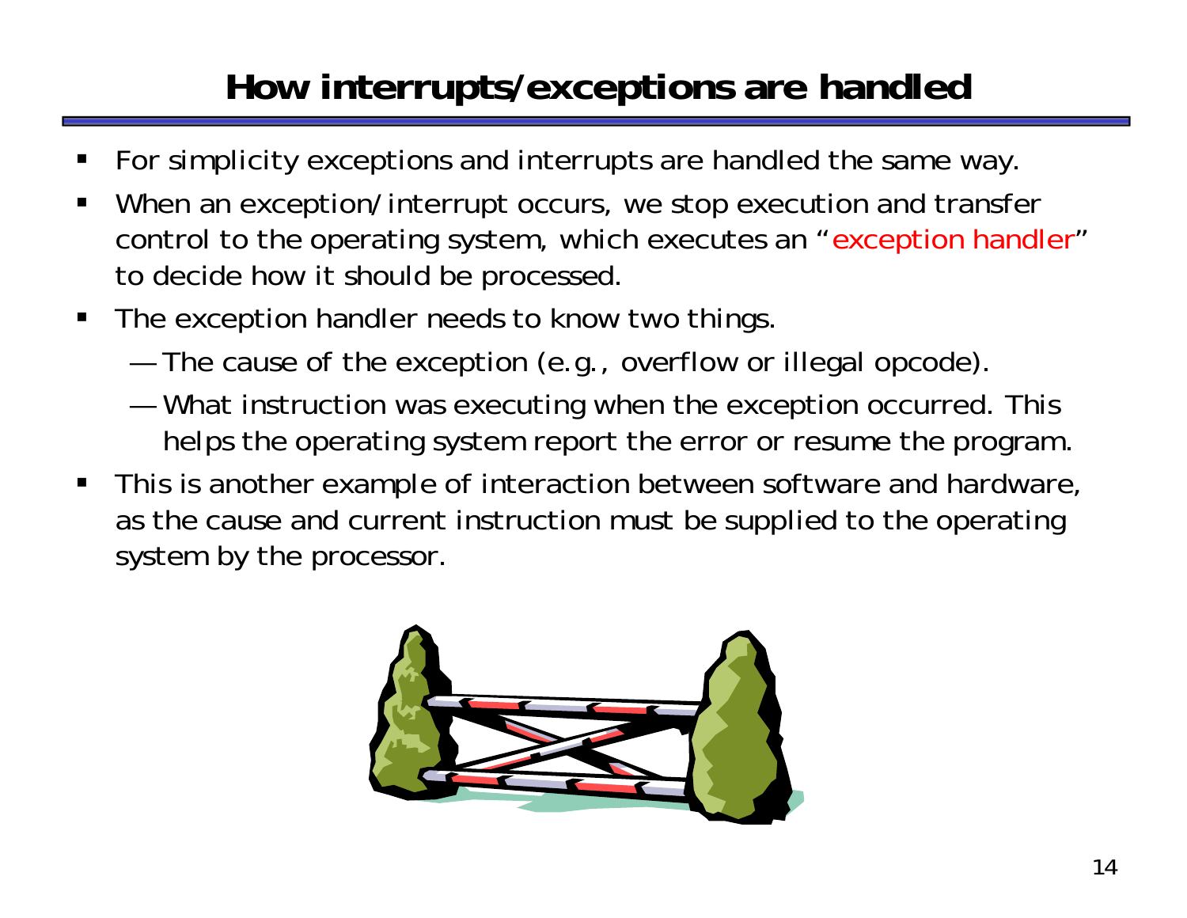# How interrupts/exceptions are handled

- For simplicity exceptions and interrupts are handled the same way.
- When an exception/interrupt occurs, we stop execution and transfer control to the operating system, which executes an "exception handler" to decide how it should be processed.
- The exception handler needs to know two things.
  - The cause of the exception (e.g., overflow or illegal opcode).
  - What instruction was executing when the exception occurred. This helps the operating system report the error or resume the program.
- This is another example of interaction between software and hardware, as the cause and current instruction must be supplied to the operating system by the processor.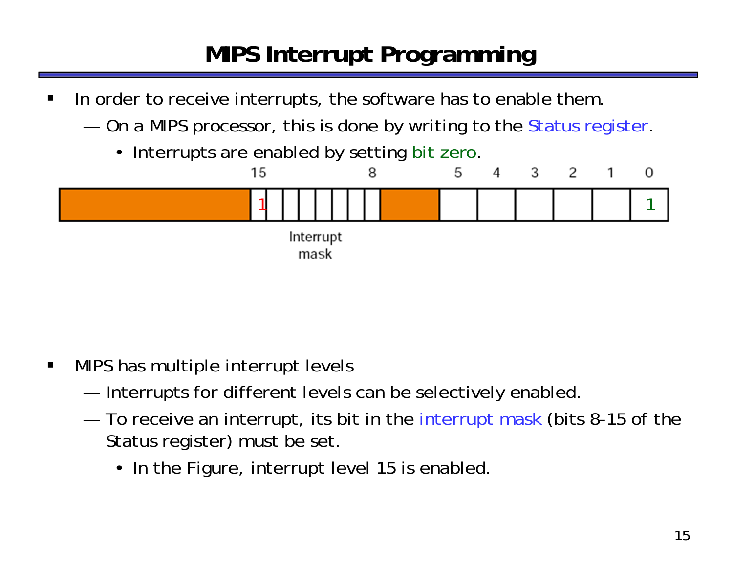# MIPS Interrupt Programming

- In order to receive interrupts, the software has to enable them.
  - On a MIPS processor, this is done by writing to the Status register.
    - Interrupts are enabled by setting bit zero.

| | 15 | | | | | | | 8 | | 5 | 4 | 3 | 2 | 1 | 0 |
|---|---|---|---|---|---|---|---|---|---|---|---|---|---|---|---|
| | 1 | | | | | | | | | | | | | | 1 |

Interrupt mask

- MIPS has multiple interrupt levels
  - Interrupts for different levels can be selectively enabled.
  - To receive an interrupt, its bit in the interrupt mask (bits 8-15 of the Status register) must be set.
    - In the Figure, interrupt level 15 is enabled.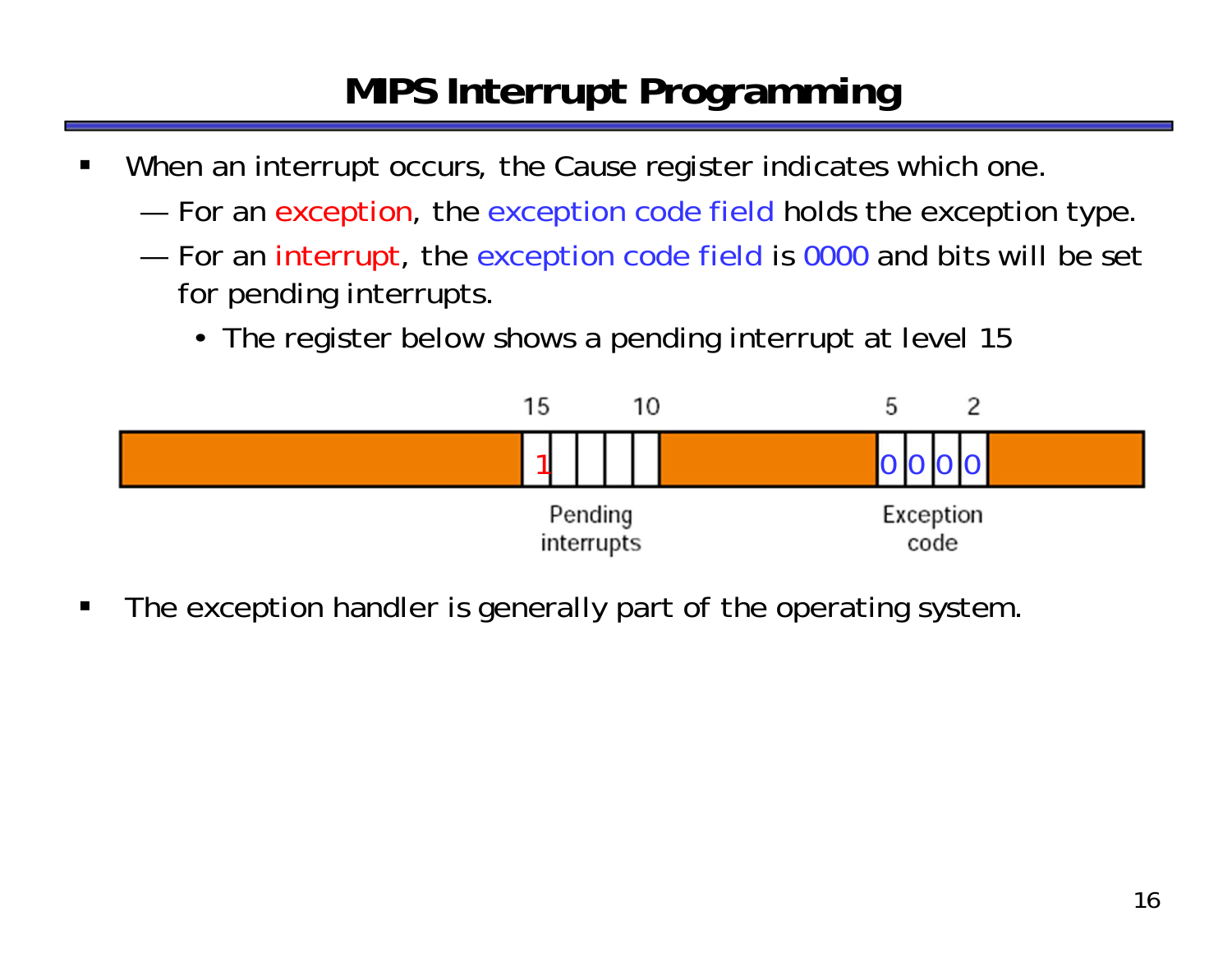# MIPS Interrupt Programming

- When an interrupt occurs, the Cause register indicates which one.
  - For an exception, the exception code field holds the exception type.
  - For an interrupt, the exception code field is 0000 and bits will be set for pending interrupts.
    - The register below shows a pending interrupt at level 15

| 15 | | | | 10 | | 5 | | | 2 |
|---|---|---|---|---|---|---|---|---|---|
| 1 | | | | | | 0 | 0 | 0 | 0 |
| Pending interrupts | | | | | | Exception code | | | |

- The exception handler is generally part of the operating system.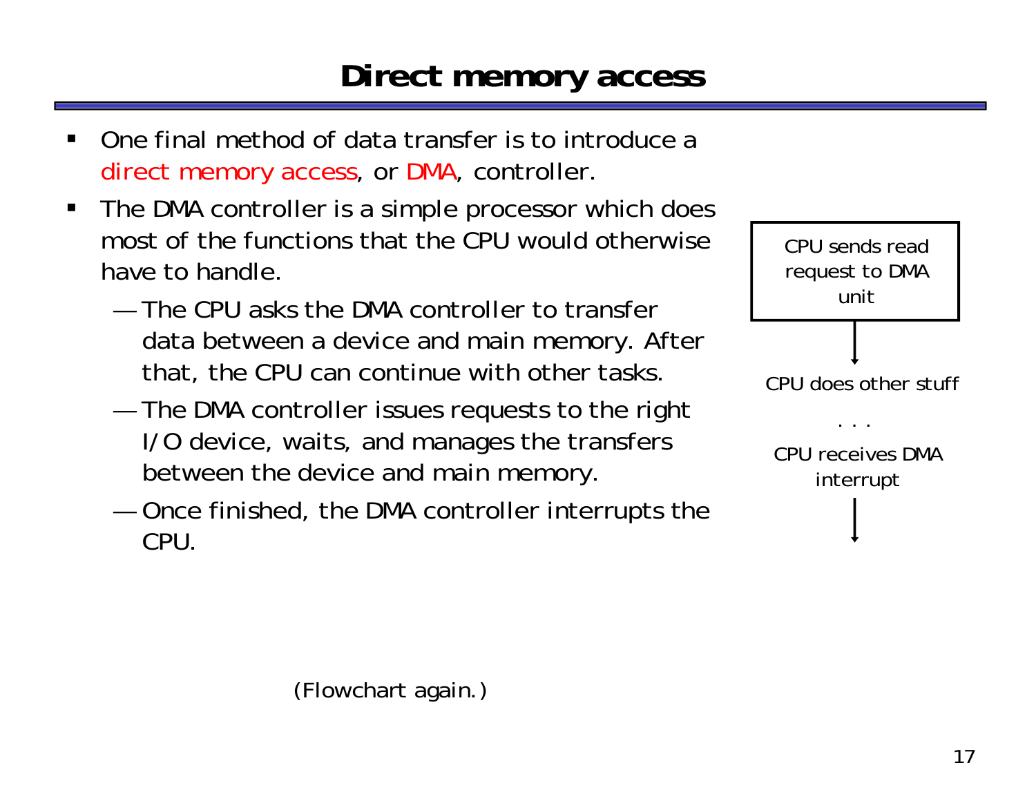# Direct memory access

- One final method of data transfer is to introduce a direct memory access, or DMA, controller.
- The DMA controller is a simple processor which does most of the functions that the CPU would otherwise have to handle.
  - The CPU asks the DMA controller to transfer data between a device and main memory. After that, the CPU can continue with other tasks.
  - The DMA controller issues requests to the right I/O device, waits, and manages the transfers between the device and main memory.
  - Once finished, the DMA controller interrupts the CPU.

CPU sends read request to DMA unit

↓

CPU does other stuff

. . .

CPU receives DMA interrupt

↓

(Flowchart again.)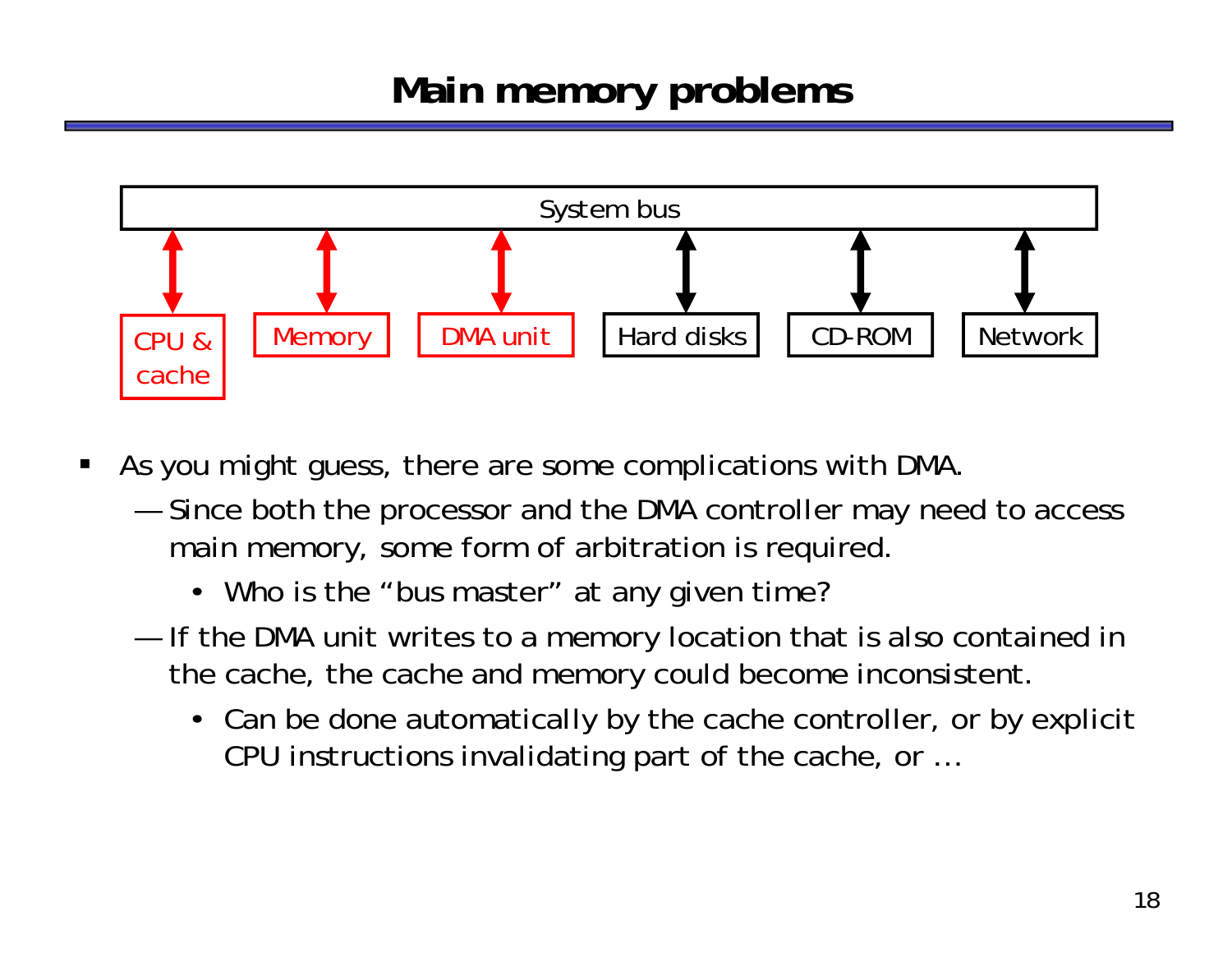# Main memory problems

System bus

CPU & cache

Memory

DMA unit

Hard disks

CD-ROM

Network

- As you might guess, there are some complications with DMA.
  - Since both the processor and the DMA controller may need to access main memory, some form of arbitration is required.
    - Who is the "bus master" at any given time?
  - If the DMA unit writes to a memory location that is also contained in the cache, the cache and memory could become inconsistent.
    - Can be done automatically by the cache controller, or by explicit CPU instructions invalidating part of the cache, or …